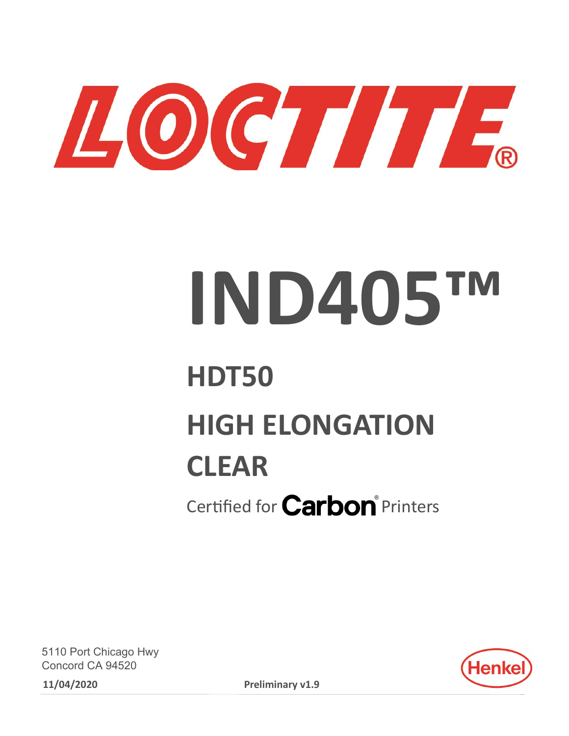LOCTITE®

# IND405™

## HDT50

## HIGH ELONGATION

## CLEAR

Certified for Carbon® Printers

5110 Port Chicago Hwy
Concord CA 94520

**11/04/2020**

**Preliminary v1.9**

Henkel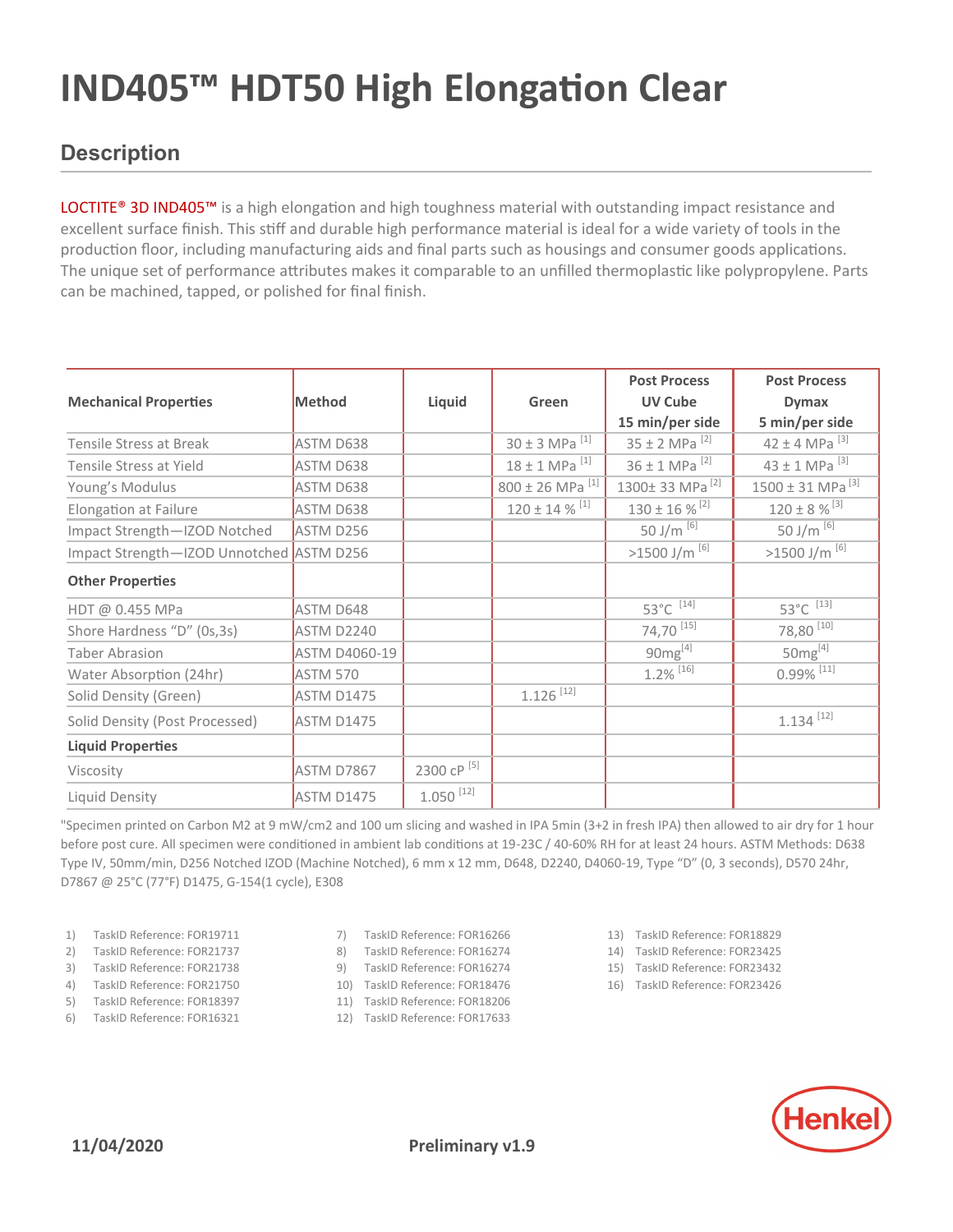# IND405™ HDT50 High Elongation Clear

## Description

LOCTITE® 3D IND405™ is a high elongation and high toughness material with outstanding impact resistance and excellent surface finish. This stiff and durable high performance material is ideal for a wide variety of tools in the production floor, including manufacturing aids and final parts such as housings and consumer goods applications. The unique set of performance attributes makes it comparable to an unfilled thermoplastic like polypropylene. Parts can be machined, tapped, or polished for final finish.

| Mechanical Properties | Method | Liquid | Green | Post Process UV Cube 15 min/per side | Post Process Dymax 5 min/per side |
|---|---|---|---|---|---|
| Tensile Stress at Break | ASTM D638 | | 30 ± 3 MPa [1] | 35 ± 2 MPa [2] | 42 ± 4 MPa [3] |
| Tensile Stress at Yield | ASTM D638 | | 18 ± 1 MPa [1] | 36 ± 1 MPa [2] | 43 ± 1 MPa [3] |
| Young's Modulus | ASTM D638 | | 800 ± 26 MPa [1] | 1300± 33 MPa [2] | 1500 ± 31 MPa [3] |
| Elongation at Failure | ASTM D638 | | 120 ± 14 % [1] | 130 ± 16 % [2] | 120 ± 8 % [3] |
| Impact Strength—IZOD Notched | ASTM D256 | | | 50 J/m [6] | 50 J/m [6] |
| Impact Strength—IZOD Unnotched | ASTM D256 | | | >1500 J/m [6] | >1500 J/m [6] |
| **Other Properties** | | | | | |
| HDT @ 0.455 MPa | ASTM D648 | | | 53°C [14] | 53°C [13] |
| Shore Hardness "D" (0s,3s) | ASTM D2240 | | | 74,70 [15] | 78,80 [10] |
| Taber Abrasion | ASTM D4060-19 | | | 90mg[4] | 50mg[4] |
| Water Absorption (24hr) | ASTM 570 | | | 1.2% [16] | 0.99% [11] |
| Solid Density (Green) | ASTM D1475 | | 1.126 [12] | | |
| Solid Density (Post Processed) | ASTM D1475 | | | | 1.134 [12] |
| **Liquid Properties** | | | | | |
| Viscosity | ASTM D7867 | 2300 cP [5] | | | |
| Liquid Density | ASTM D1475 | 1.050 [12] | | | |

"Specimen printed on Carbon M2 at 9 mW/cm2 and 100 um slicing and washed in IPA 5min (3+2 in fresh IPA) then allowed to air dry for 1 hour before post cure. All specimen were conditioned in ambient lab conditions at 19-23C / 40-60% RH for at least 24 hours. ASTM Methods: D638 Type IV, 50mm/min, D256 Notched IZOD (Machine Notched), 6 mm x 12 mm, D648, D2240, D4060-19, Type "D" (0, 3 seconds), D570 24hr, D7867 @ 25°C (77°F) D1475, G-154(1 cycle), E308

1) TaskID Reference: FOR19711
2) TaskID Reference: FOR21737
3) TaskID Reference: FOR21738
4) TaskID Reference: FOR21750
5) TaskID Reference: FOR18397
6) TaskID Reference: FOR16321
7) TaskID Reference: FOR16266
8) TaskID Reference: FOR16274
9) TaskID Reference: FOR16274
10) TaskID Reference: FOR18476
11) TaskID Reference: FOR18206
12) TaskID Reference: FOR17633
13) TaskID Reference: FOR18829
14) TaskID Reference: FOR23425
15) TaskID Reference: FOR23432
16) TaskID Reference: FOR23426

11/04/2020 Preliminary v1.9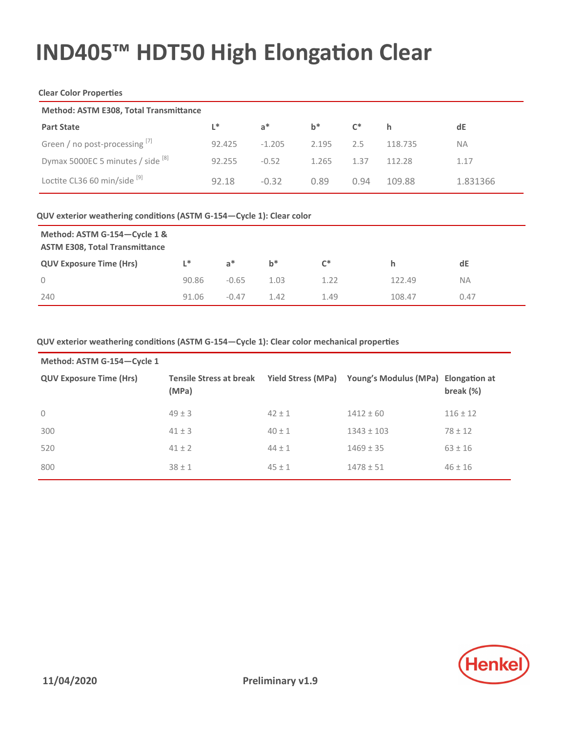# IND405™ HDT50 High Elongation Clear

**Clear Color Properties**

| Method: ASTM E308, Total Transmittance | | | | | | |
|---|---|---|---|---|---|---|
| **Part State** | **L*** | **a*** | **b*** | **C*** | **h** | **dE** |
| Green / no post-processing [7] | 92.425 | -1.205 | 2.195 | 2.5 | 118.735 | NA |
| Dymax 5000EC 5 minutes / side [8] | 92.255 | -0.52 | 1.265 | 1.37 | 112.28 | 1.17 |
| Loctite CL36 60 min/side [9] | 92.18 | -0.32 | 0.89 | 0.94 | 109.88 | 1.831366 |

**QUV exterior weathering conditions (ASTM G-154—Cycle 1): Clear color**

| Method: ASTM G-154—Cycle 1 & ASTM E308, Total Transmittance | | | | | | |
|---|---|---|---|---|---|---|
| **QUV Exposure Time (Hrs)** | **L*** | **a*** | **b*** | **C*** | **h** | **dE** |
| 0 | 90.86 | -0.65 | 1.03 | 1.22 | 122.49 | NA |
| 240 | 91.06 | -0.47 | 1.42 | 1.49 | 108.47 | 0.47 |

**QUV exterior weathering conditions (ASTM G-154—Cycle 1): Clear color mechanical properties**

| Method: ASTM G-154—Cycle 1 | | | | |
|---|---|---|---|---|
| **QUV Exposure Time (Hrs)** | **Tensile Stress at break (MPa)** | **Yield Stress (MPa)** | **Young's Modulus (MPa)** | **Elongation at break (%)** |
| 0 | 49 ± 3 | 42 ± 1 | 1412 ± 60 | 116 ± 12 |
| 300 | 41 ± 3 | 40 ± 1 | 1343 ± 103 | 78 ± 12 |
| 520 | 41 ± 2 | 44 ± 1 | 1469 ± 35 | 63 ± 16 |
| 800 | 38 ± 1 | 45 ± 1 | 1478 ± 51 | 46 ± 16 |

**11/04/2020** **Preliminary v1.9**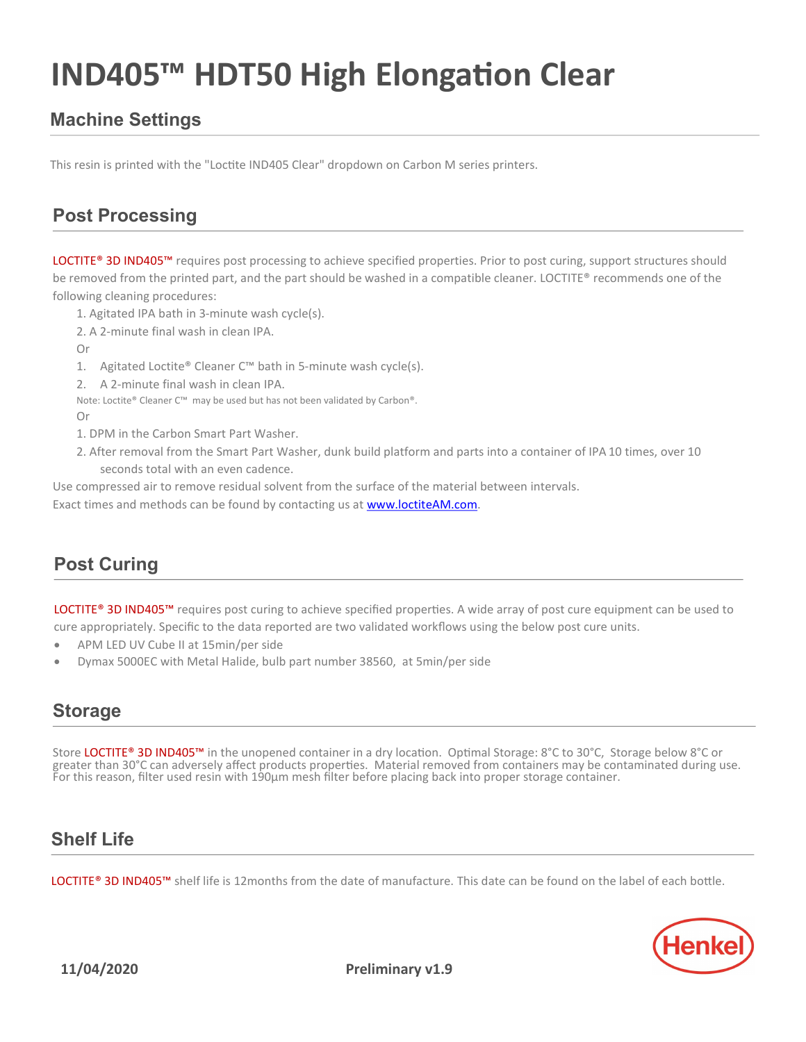# IND405™ HDT50 High Elongation Clear

## Machine Settings

This resin is printed with the "Loctite IND405 Clear" dropdown on Carbon M series printers.

## Post Processing

LOCTITE® 3D IND405™ requires post processing to achieve specified properties. Prior to post curing, support structures should be removed from the printed part, and the part should be washed in a compatible cleaner. LOCTITE® recommends one of the following cleaning procedures:

1. Agitated IPA bath in 3-minute wash cycle(s).
2. A 2-minute final wash in clean IPA.

Or

1. Agitated Loctite® Cleaner C™ bath in 5-minute wash cycle(s).
2. A 2-minute final wash in clean IPA.

Note: Loctite® Cleaner C™ may be used but has not been validated by Carbon®.

Or

1. DPM in the Carbon Smart Part Washer.
2. After removal from the Smart Part Washer, dunk build platform and parts into a container of IPA 10 times, over 10 seconds total with an even cadence.

Use compressed air to remove residual solvent from the surface of the material between intervals.

Exact times and methods can be found by contacting us at [www.loctiteAM.com](www.loctiteAM.com).

## Post Curing

LOCTITE® 3D IND405™ requires post curing to achieve specified properties. A wide array of post cure equipment can be used to cure appropriately. Specific to the data reported are two validated workflows using the below post cure units.

- APM LED UV Cube II at 15min/per side
- Dymax 5000EC with Metal Halide, bulb part number 38560, at 5min/per side

## Storage

Store LOCTITE® 3D IND405™ in the unopened container in a dry location. Optimal Storage: 8°C to 30°C, Storage below 8°C or greater than 30°C can adversely affect products properties. Material removed from containers may be contaminated during use. For this reason, filter used resin with 190µm mesh filter before placing back into proper storage container.

## Shelf Life

LOCTITE® 3D IND405™ shelf life is 12months from the date of manufacture. This date can be found on the label of each bottle.

**11/04/2020** **Preliminary v1.9**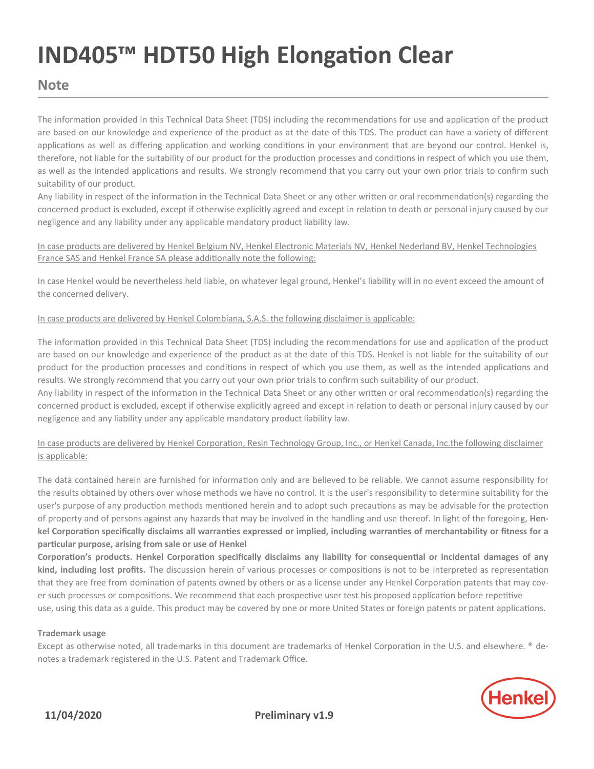# IND405™ HDT50 High Elongation Clear

## Note

The information provided in this Technical Data Sheet (TDS) including the recommendations for use and application of the product are based on our knowledge and experience of the product as at the date of this TDS. The product can have a variety of different applications as well as differing application and working conditions in your environment that are beyond our control. Henkel is, therefore, not liable for the suitability of our product for the production processes and conditions in respect of which you use them, as well as the intended applications and results. We strongly recommend that you carry out your own prior trials to confirm such suitability of our product.
Any liability in respect of the information in the Technical Data Sheet or any other written or oral recommendation(s) regarding the concerned product is excluded, except if otherwise explicitly agreed and except in relation to death or personal injury caused by our negligence and any liability under any applicable mandatory product liability law.

In case products are delivered by Henkel Belgium NV, Henkel Electronic Materials NV, Henkel Nederland BV, Henkel Technologies France SAS and Henkel France SA please additionally note the following:

In case Henkel would be nevertheless held liable, on whatever legal ground, Henkel's liability will in no event exceed the amount of the concerned delivery.

In case products are delivered by Henkel Colombiana, S.A.S. the following disclaimer is applicable:

The information provided in this Technical Data Sheet (TDS) including the recommendations for use and application of the product are based on our knowledge and experience of the product as at the date of this TDS. Henkel is not liable for the suitability of our product for the production processes and conditions in respect of which you use them, as well as the intended applications and results. We strongly recommend that you carry out your own prior trials to confirm such suitability of our product.
Any liability in respect of the information in the Technical Data Sheet or any other written or oral recommendation(s) regarding the concerned product is excluded, except if otherwise explicitly agreed and except in relation to death or personal injury caused by our negligence and any liability under any applicable mandatory product liability law.

In case products are delivered by Henkel Corporation, Resin Technology Group, Inc., or Henkel Canada, Inc.the following disclaimer is applicable:

The data contained herein are furnished for information only and are believed to be reliable. We cannot assume responsibility for the results obtained by others over whose methods we have no control. It is the user's responsibility to determine suitability for the user's purpose of any production methods mentioned herein and to adopt such precautions as may be advisable for the protection of property and of persons against any hazards that may be involved in the handling and use thereof. In light of the foregoing, **Henkel Corporation specifically disclaims all warranties expressed or implied, including warranties of merchantability or fitness for a particular purpose, arising from sale or use of Henkel Corporation's products. Henkel Corporation specifically disclaims any liability for consequential or incidental damages of any kind, including lost profits.** The discussion herein of various processes or compositions is not to be interpreted as representation that they are free from domination of patents owned by others or as a license under any Henkel Corporation patents that may cover such processes or compositions. We recommend that each prospective user test his proposed application before repetitive use, using this data as a guide. This product may be covered by one or more United States or foreign patents or patent applications.

**Trademark usage**
Except as otherwise noted, all trademarks in this document are trademarks of Henkel Corporation in the U.S. and elsewhere. ® denotes a trademark registered in the U.S. Patent and Trademark Office.

**11/04/2020** **Preliminary v1.9**